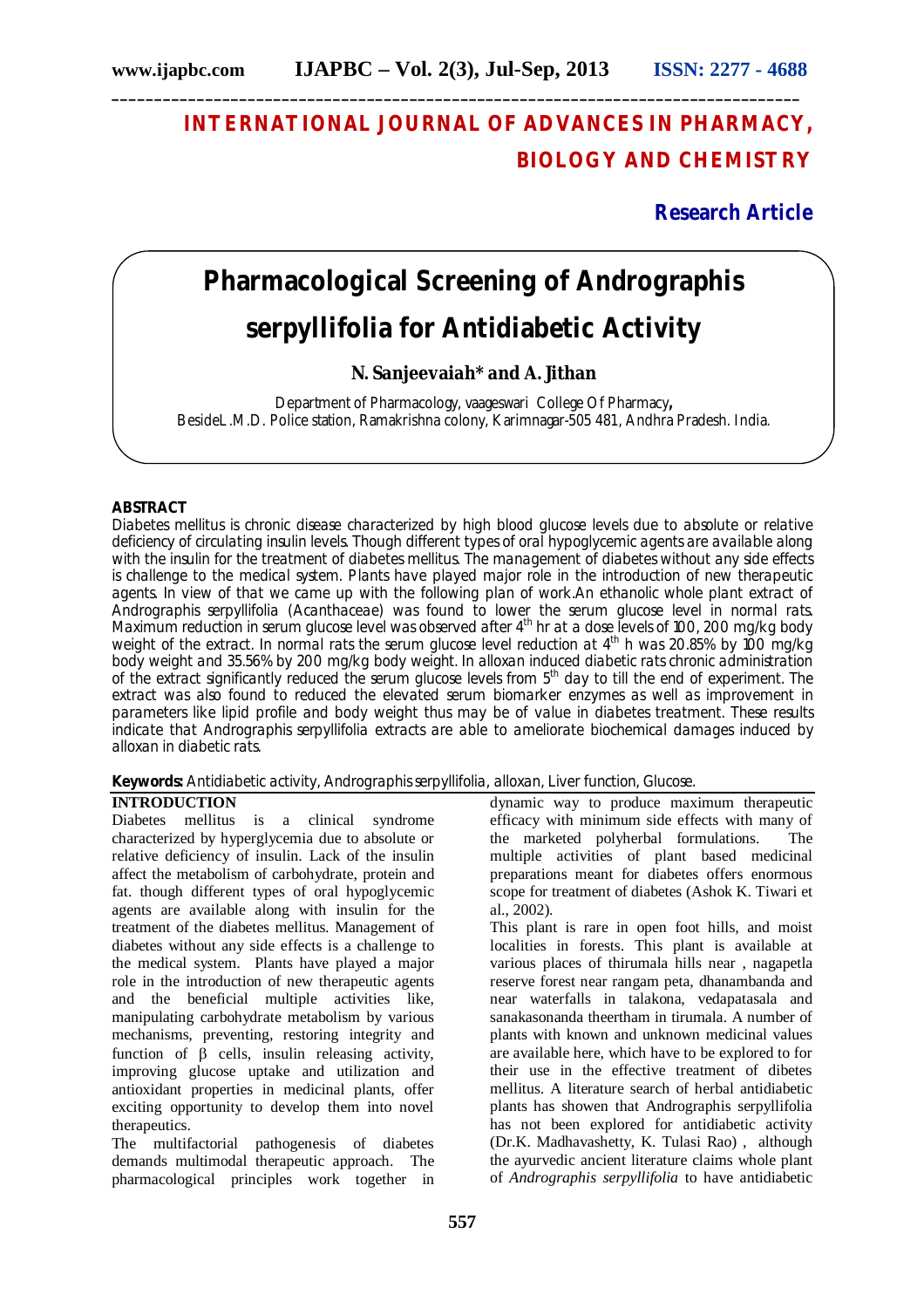# INTERNATIONAL JOURNAL OF ADVANCES IN PHARMACY, BIOLOGY AND CHEMISTRY

**Research Article**

# Pharmacological Screening of Andrographis serpyllifolia for Antidiabetic Activity

**N. Sanjeevaiah\* and A. Jithan**

Department of Pharmacology, vaageswari College Of Pharmacy, BesideL.M.D. Police station, Ramakrishna colony, Karimnagar-505 481, Andhra Pradesh. India.

## ABSTRACT

Diabetes mellitus is chronic disease characterized by high blood glucose levels due to absolute or relative deficiency of circulating insulin levels. Though different types of oral hypoglycemic agents are available along with the insulin for the treatment of diabetes mellitus. The management of diabetes without any side effects is challenge to the medical system. Plants have played major role in the introduction of new therapeutic agents. In view of that we came up with the following plan of work.An ethanolic whole plant extract of Andrographis serpyllifolia (Acanthaceae) was found to lower the serum glucose level in normal rats. Maximum reduction in serum glucose level was observed after 4[th] hr at a dose levels of 100, 200 mg/kg body weight of the extract. In normal rats the serum glucose level reduction at 4[th] h was 20.85% by 100 mg/kg body weight and 35.56% by 200 mg/kg body weight. In alloxan induced diabetic rats chronic administration of the extract significantly reduced the serum glucose levels from 5[th] day to till the end of experiment. The extract was also found to reduced the elevated serum biomarker enzymes as well as improvement in parameters like lipid profile and body weight thus may be of value in diabetes treatment. These results indicate that Andrographis serpyllifolia extracts are able to ameliorate biochemical damages induced by alloxan in diabetic rats.

**Keywords:** Antidiabetic activity, Andrographis serpyllifolia, alloxan, Liver function, Glucose.

## INTRODUCTION

Diabetes mellitus is a clinical syndrome characterized by hyperglycemia due to absolute or relative deficiency of insulin. Lack of the insulin affect the metabolism of carbohydrate, protein and fat. though different types of oral hypoglycemic agents are available along with insulin for the treatment of the diabetes mellitus. Management of diabetes without any side effects is a challenge to the medical system. Plants have played a major role in the introduction of new therapeutic agents and the beneficial multiple activities like, manipulating carbohydrate metabolism by various mechanisms, preventing, restoring integrity and function of β cells, insulin releasing activity, improving glucose uptake and utilization and antioxidant properties in medicinal plants, offer exciting opportunity to develop them into novel therapeutics.

The multifactorial pathogenesis of diabetes demands multimodal therapeutic approach. The pharmacological principles work together in dynamic way to produce maximum therapeutic efficacy with minimum side effects with many of the marketed polyherbal formulations. The multiple activities of plant based medicinal preparations meant for diabetes offers enormous scope for treatment of diabetes (Ashok K. Tiwari et al., 2002).

This plant is rare in open foot hills, and moist localities in forests. This plant is available at various places of thirumala hills near , nagapetla reserve forest near rangam peta, dhanambanda and near waterfalls in talakona, vedapatasala and sanakasonanda theertham in tirumala. A number of plants with known and unknown medicinal values are available here, which have to be explored to for their use in the effective treatment of dibetes mellitus. A literature search of herbal antidiabetic plants has showen that Andrographis serpyllifolia has not been explored for antidiabetic activity (Dr.K. Madhavashetty, K. Tulasi Rao) , although the ayurvedic ancient literature claims whole plant of *Andrographis serpyllifolia* to have antidiabetic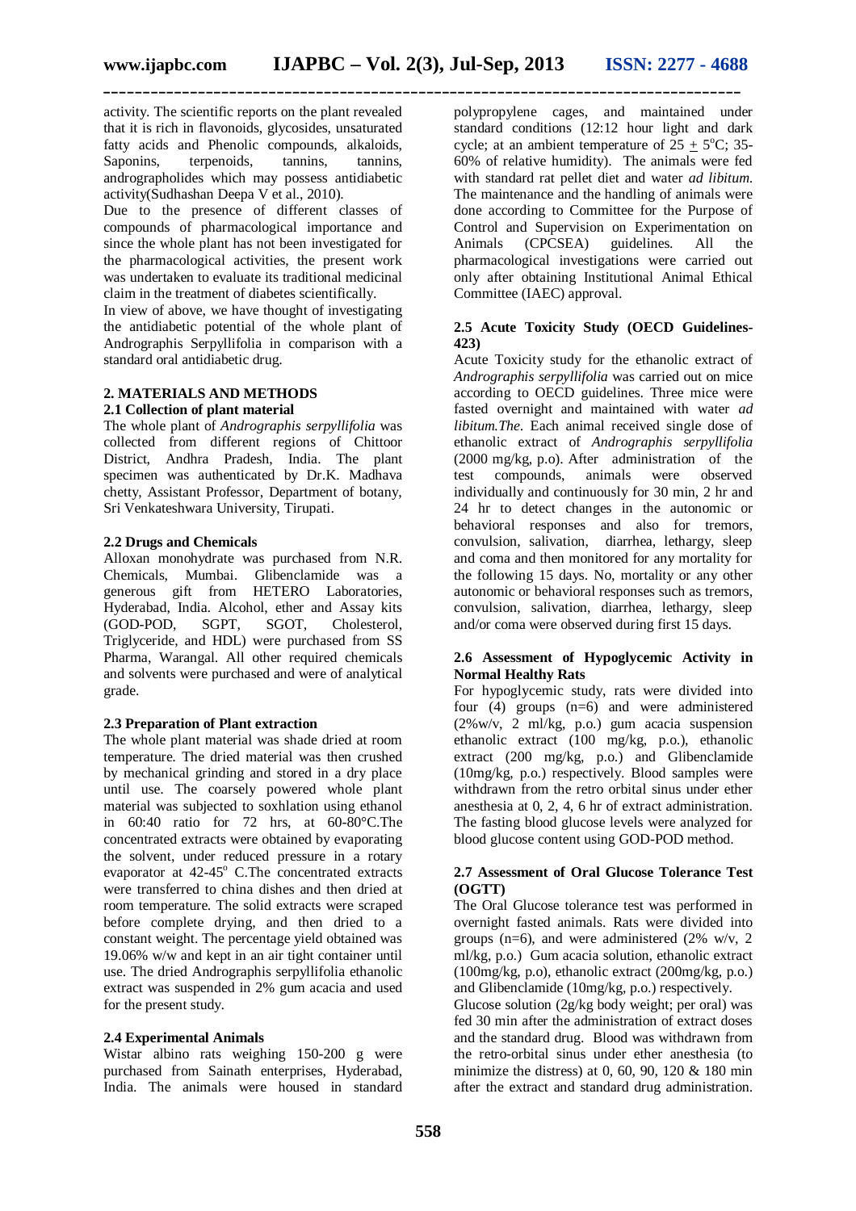activity. The scientific reports on the plant revealed that it is rich in flavonoids, glycosides, unsaturated fatty acids and Phenolic compounds, alkaloids, Saponins, terpenoids, tannins, tannins, andrographolides which may possess antidiabetic activity(Sudhashan Deepa V et al., 2010).

Due to the presence of different classes of compounds of pharmacological importance and since the whole plant has not been investigated for the pharmacological activities, the present work was undertaken to evaluate its traditional medicinal claim in the treatment of diabetes scientifically.

In view of above, we have thought of investigating the antidiabetic potential of the whole plant of Andrographis Serpyllifolia in comparison with a standard oral antidiabetic drug.

## 2. MATERIALS AND METHODS

### 2.1 Collection of plant material

The whole plant of *Andrographis serpyllifolia* was collected from different regions of Chittoor District, Andhra Pradesh, India. The plant specimen was authenticated by Dr.K. Madhava chetty, Assistant Professor, Department of botany, Sri Venkateshwara University, Tirupati.

### 2.2 Drugs and Chemicals

Alloxan monohydrate was purchased from N.R. Chemicals, Mumbai. Glibenclamide was a generous gift from HETERO Laboratories, Hyderabad, India. Alcohol, ether and Assay kits (GOD-POD, SGPT, SGOT, Cholesterol, Triglyceride, and HDL) were purchased from SS Pharma, Warangal. All other required chemicals and solvents were purchased and were of analytical grade.

### 2.3 Preparation of Plant extraction

The whole plant material was shade dried at room temperature. The dried material was then crushed by mechanical grinding and stored in a dry place until use. The coarsely powered whole plant material was subjected to soxhlation using ethanol in 60:40 ratio for 72 hrs, at 60-80°C.The concentrated extracts were obtained by evaporating the solvent, under reduced pressure in a rotary evaporator at 42-45$^{o}$ C.The concentrated extracts were transferred to china dishes and then dried at room temperature. The solid extracts were scraped before complete drying, and then dried to a constant weight. The percentage yield obtained was 19.06% w/w and kept in an air tight container until use. The dried Andrographis serpyllifolia ethanolic extract was suspended in 2% gum acacia and used for the present study.

### 2.4 Experimental Animals

Wistar albino rats weighing 150-200 g were purchased from Sainath enterprises, Hyderabad, India. The animals were housed in standard polypropylene cages, and maintained under standard conditions (12:12 hour light and dark cycle; at an ambient temperature of 25 $\pm$ 5$^{o}$C; 35-60% of relative humidity). The animals were fed with standard rat pellet diet and water *ad libitum*. The maintenance and the handling of animals were done according to Committee for the Purpose of Control and Supervision on Experimentation on Animals (CPCSEA) guidelines. All the pharmacological investigations were carried out only after obtaining Institutional Animal Ethical Committee (IAEC) approval.

### 2.5 Acute Toxicity Study (OECD Guidelines-423)

Acute Toxicity study for the ethanolic extract of *Andrographis serpyllifolia* was carried out on mice according to OECD guidelines. Three mice were fasted overnight and maintained with water *ad libitum.The.* Each animal received single dose of ethanolic extract of *Andrographis serpyllifolia* (2000 mg/kg, p.o). After administration of the test compounds, animals were observed individually and continuously for 30 min, 2 hr and 24 hr to detect changes in the autonomic or behavioral responses and also for tremors, convulsion, salivation, diarrhea, lethargy, sleep and coma and then monitored for any mortality for the following 15 days. No, mortality or any other autonomic or behavioral responses such as tremors, convulsion, salivation, diarrhea, lethargy, sleep and/or coma were observed during first 15 days.

### 2.6 Assessment of Hypoglycemic Activity in Normal Healthy Rats

For hypoglycemic study, rats were divided into four (4) groups (n=6) and were administered (2%w/v, 2 ml/kg, p.o.) gum acacia suspension ethanolic extract (100 mg/kg, p.o.), ethanolic extract (200 mg/kg, p.o.) and Glibenclamide (10mg/kg, p.o.) respectively. Blood samples were withdrawn from the retro orbital sinus under ether anesthesia at 0, 2, 4, 6 hr of extract administration. The fasting blood glucose levels were analyzed for blood glucose content using GOD-POD method.

### 2.7 Assessment of Oral Glucose Tolerance Test (OGTT)

The Oral Glucose tolerance test was performed in overnight fasted animals. Rats were divided into groups (n=6), and were administered (2% w/v, 2 ml/kg, p.o.) Gum acacia solution, ethanolic extract (100mg/kg, p.o), ethanolic extract (200mg/kg, p.o.) and Glibenclamide (10mg/kg, p.o.) respectively.

Glucose solution (2g/kg body weight; per oral) was fed 30 min after the administration of extract doses and the standard drug. Blood was withdrawn from the retro-orbital sinus under ether anesthesia (to minimize the distress) at 0, 60, 90, 120 & 180 min after the extract and standard drug administration.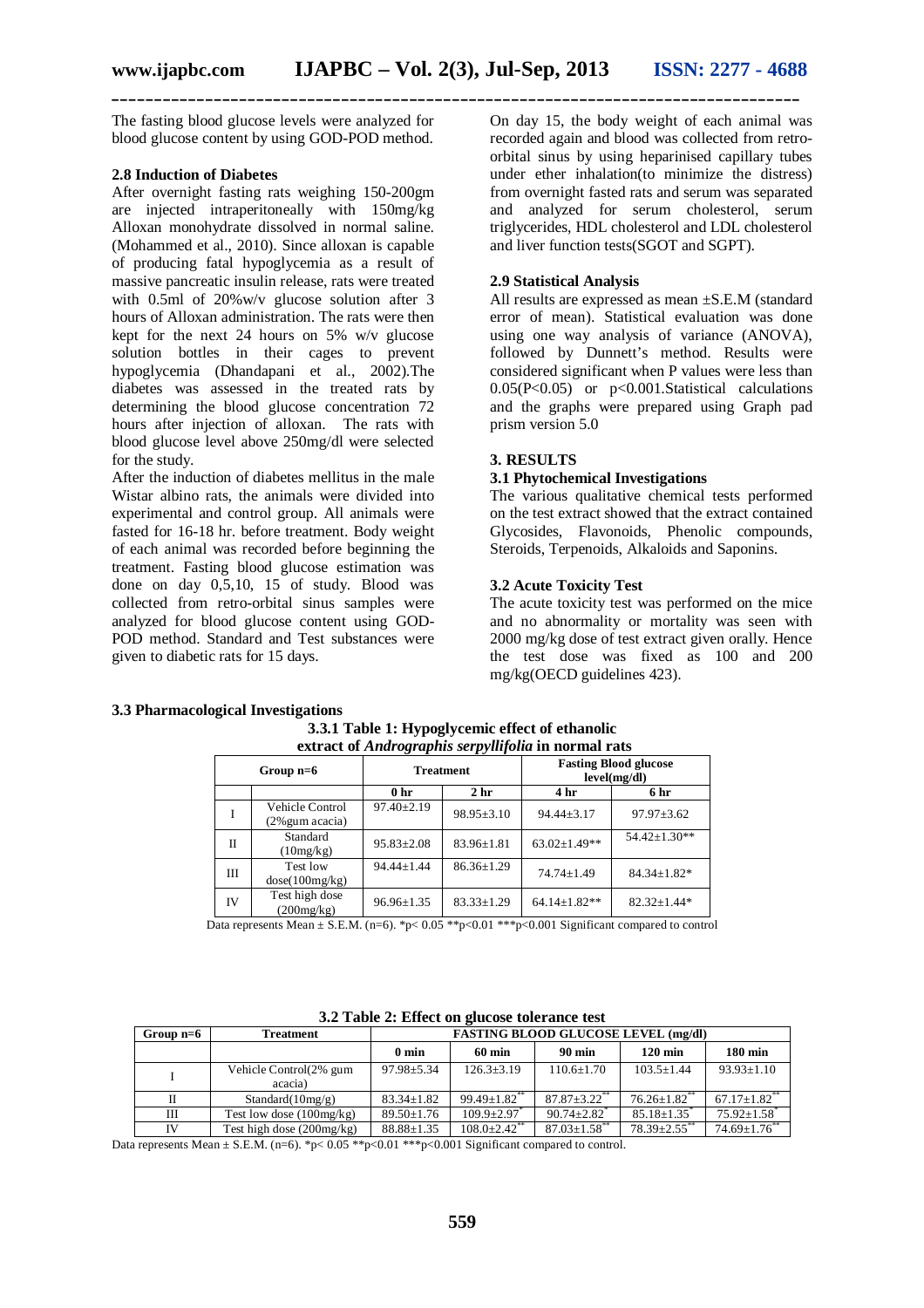The fasting blood glucose levels were analyzed for blood glucose content by using GOD-POD method.

### 2.8 Induction of Diabetes

After overnight fasting rats weighing 150-200gm are injected intraperitoneally with 150mg/kg Alloxan monohydrate dissolved in normal saline. (Mohammed et al., 2010). Since alloxan is capable of producing fatal hypoglycemia as a result of massive pancreatic insulin release, rats were treated with 0.5ml of 20%w/v glucose solution after 3 hours of Alloxan administration. The rats were then kept for the next 24 hours on 5% w/v glucose solution bottles in their cages to prevent hypoglycemia (Dhandapani et al., 2002).The diabetes was assessed in the treated rats by determining the blood glucose concentration 72 hours after injection of alloxan. The rats with blood glucose level above 250mg/dl were selected for the study.

After the induction of diabetes mellitus in the male Wistar albino rats, the animals were divided into experimental and control group. All animals were fasted for 16-18 hr. before treatment. Body weight of each animal was recorded before beginning the treatment. Fasting blood glucose estimation was done on day 0,5,10, 15 of study. Blood was collected from retro-orbital sinus samples were analyzed for blood glucose content using GOD-POD method. Standard and Test substances were given to diabetic rats for 15 days.

On day 15, the body weight of each animal was recorded again and blood was collected from retro-orbital sinus by using heparinised capillary tubes under ether inhalation(to minimize the distress) from overnight fasted rats and serum was separated and analyzed for serum cholesterol, serum triglycerides, HDL cholesterol and LDL cholesterol and liver function tests(SGOT and SGPT).

### 2.9 Statistical Analysis

All results are expressed as mean ±S.E.M (standard error of mean). Statistical evaluation was done using one way analysis of variance (ANOVA), followed by Dunnett's method. Results were considered significant when P values were less than 0.05(P<0.05) or p<0.001.Statistical calculations and the graphs were prepared using Graph pad prism version 5.0

## 3. RESULTS

### 3.1 Phytochemical Investigations

The various qualitative chemical tests performed on the test extract showed that the extract contained Glycosides, Flavonoids, Phenolic compounds, Steroids, Terpenoids, Alkaloids and Saponins.

### 3.2 Acute Toxicity Test

The acute toxicity test was performed on the mice and no abnormality or mortality was seen with 2000 mg/kg dose of test extract given orally. Hence the test dose was fixed as 100 and 200 mg/kg(OECD guidelines 423).

### 3.3 Pharmacological Investigations

**3.3.1 Table 1: Hypoglycemic effect of ethanolic extract of *Andrographis serpyllifolia* in normal rats**

| Group n=6 | | Treatment | | Fasting Blood glucose level(mg/dl) | |
|---|---|---|---|---|---|
| | | 0 hr | 2 hr | 4 hr | 6 hr |
| I | Vehicle Control (2%gum acacia) | 97.40±2.19 | 98.95±3.10 | 94.44±3.17 | 97.97±3.62 |
| II | Standard (10mg/kg) | 95.83±2.08 | 83.96±1.81 | 63.02±1.49** | 54.42±1.30** |
| III | Test low dose(100mg/kg) | 94.44±1.44 | 86.36±1.29 | 74.74±1.49 | 84.34±1.82* |
| IV | Test high dose (200mg/kg) | 96.96±1.35 | 83.33±1.29 | 64.14±1.82** | 82.32±1.44* |

Data represents Mean ± S.E.M. (n=6). *p< 0.05 **p<0.01 ***p<0.001 Significant compared to control

**3.2 Table 2: Effect on glucose tolerance test**

| Group n=6 | Treatment | FASTING BLOOD GLUCOSE LEVEL (mg/dl) | | | | |
|---|---|---|---|---|---|---|
| | | 0 min | 60 min | 90 min | 120 min | 180 min |
| I | Vehicle Control(2% gum acacia) | 97.98±5.34 | 126.3±3.19 | 110.6±1.70 | 103.5±1.44 | 93.93±1.10 |
| II | Standard(10mg/g) | 83.34±1.82 | 99.49±1.82** | 87.87±3.22** | 76.26±1.82** | 67.17±1.82** |
| III | Test low dose (100mg/kg) | 89.50±1.76 | 109.9±2.97* | 90.74±2.82* | 85.18±1.35* | 75.92±1.58* |
| IV | Test high dose (200mg/kg) | 88.88±1.35 | 108.0±2.42** | 87.03±1.58** | 78.39±2.55** | 74.69±1.76** |

Data represents Mean ± S.E.M. (n=6). *p< 0.05 **p<0.01 ***p<0.001 Significant compared to control.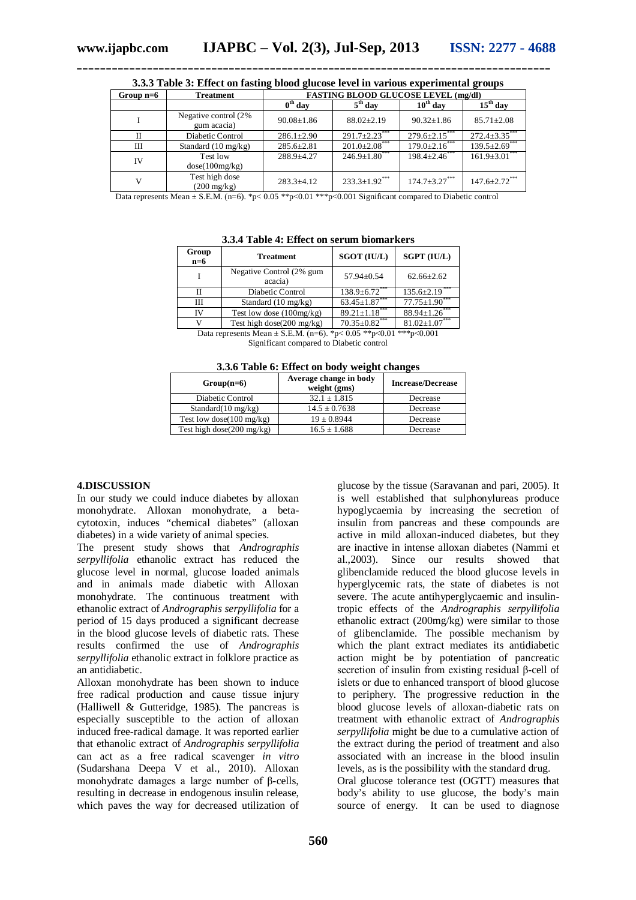### 3.3.3 Table 3: Effect on fasting blood glucose level in various experimental groups

| Group n=6 | Treatment | FASTING BLOOD GLUCOSE LEVEL (mg/dl) | | | |
|---|---|---|---|---|---|
| | | $0^{th}$ day | $5^{th}$ day | $10^{th}$ day | $15^{th}$ day |
| I | Negative control (2% gum acacia) | 90.08±1.86 | 88.02±2.19 | 90.32±1.86 | 85.71±2.08 |
| II | Diabetic Control | 286.1±2.90 | $291.7±2.23^{***}$ | $279.6±2.15^{***}$ | $272.4±3.35^{***}$ |
| III | Standard (10 mg/kg) | 285.6±2.81 | $201.0±2.08^{***}$ | $179.0±2.16^{***}$ | $139.5±2.69^{***}$ |
| IV | Test low dose(100mg/kg) | 288.9±4.27 | $246.9±1.80^{***}$ | $198.4±2.46^{***}$ | $161.9±3.01^{***}$ |
| V | Test high dose (200 mg/kg) | 283.3±4.12 | $233.3±1.92^{***}$ | $174.7±3.27^{***}$ | $147.6±2.72^{***}$ |

Data represents Mean ± S.E.M. (n=6). *p< 0.05 **p<0.01 ***p<0.001 Significant compared to Diabetic control

### 3.3.4 Table 4: Effect on serum biomarkers

| Group n=6 | Treatment | SGOT (IU/L) | SGPT (IU/L) |
|---|---|---|---|
| I | Negative Control (2% gum acacia) | 57.94±0.54 | 62.66±2.62 |
| II | Diabetic Control | $138.9±6.72^{***}$ | $135.6±2.19^{***}$ |
| III | Standard (10 mg/kg) | $63.45±1.87^{***}$ | $77.75±1.90^{***}$ |
| IV | Test low dose (100mg/kg) | $89.21±1.18^{***}$ | $88.94±1.26^{***}$ |
| V | Test high dose(200 mg/kg) | $70.35±0.82^{***}$ | $81.02±1.07^{***}$ |

Data represents Mean ± S.E.M. (n=6). *p< 0.05 **p<0.01 ***p<0.001 Significant compared to Diabetic control

### 3.3.6 Table 6: Effect on body weight changes

| Group(n=6) | Average change in body weight (gms) | Increase/Decrease |
|---|---|---|
| Diabetic Control | 32.1 ± 1.815 | Decrease |
| Standard(10 mg/kg) | 14.5 ± 0.7638 | Decrease |
| Test low dose(100 mg/kg) | 19 ± 0.8944 | Decrease |
| Test high dose(200 mg/kg) | 16.5 ± 1.688 | Decrease |

## 4.DISCUSSION

In our study we could induce diabetes by alloxan monohydrate. Alloxan monohydrate, a beta-cytotoxin, induces "chemical diabetes" (alloxan diabetes) in a wide variety of animal species.

The present study shows that *Andrographis serpyllifolia* ethanolic extract has reduced the glucose level in normal, glucose loaded animals and in animals made diabetic with Alloxan monohydrate. The continuous treatment with ethanolic extract of *Andrographis serpyllifolia* for a period of 15 days produced a significant decrease in the blood glucose levels of diabetic rats. These results confirmed the use of *Andrographis serpyllifolia* ethanolic extract in folklore practice as an antidiabetic.

Alloxan monohydrate has been shown to induce free radical production and cause tissue injury (Halliwell & Gutteridge, 1985). The pancreas is especially susceptible to the action of alloxan induced free-radical damage. It was reported earlier that ethanolic extract of *Andrographis serpyllifolia* can act as a free radical scavenger *in vitro* (Sudarshana Deepa V et al., 2010). Alloxan monohydrate damages a large number of β-cells, resulting in decrease in endogenous insulin release, which paves the way for decreased utilization of glucose by the tissue (Saravanan and pari, 2005). It is well established that sulphonylureas produce hypoglycaemia by increasing the secretion of insulin from pancreas and these compounds are active in mild alloxan-induced diabetes, but they are inactive in intense alloxan diabetes (Nammi et al.,2003). Since our results showed that glibenclamide reduced the blood glucose levels in hyperglycemic rats, the state of diabetes is not severe. The acute antihyperglycaemic and insulin-tropic effects of the *Andrographis serpyllifolia* ethanolic extract (200mg/kg) were similar to those of glibenclamide. The possible mechanism by which the plant extract mediates its antidiabetic action might be by potentiation of pancreatic secretion of insulin from existing residual β-cell of islets or due to enhanced transport of blood glucose to periphery. The progressive reduction in the blood glucose levels of alloxan-diabetic rats on treatment with ethanolic extract of *Andrographis serpyllifolia* might be due to a cumulative action of the extract during the period of treatment and also associated with an increase in the blood insulin levels, as is the possibility with the standard drug.

Oral glucose tolerance test (OGTT) measures that body's ability to use glucose, the body's main source of energy. It can be used to diagnose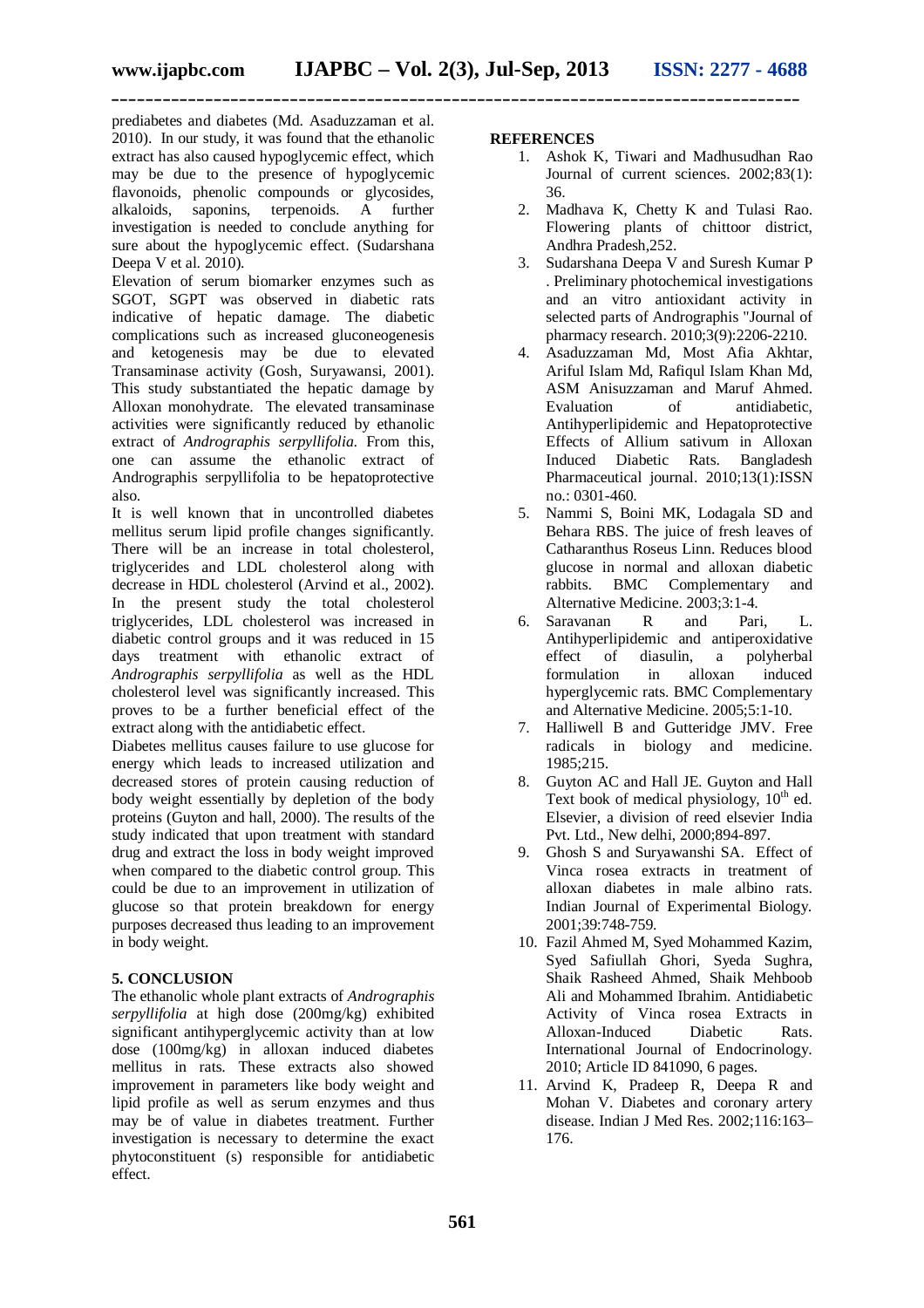prediabetes and diabetes (Md. Asaduzzaman et al. 2010). In our study, it was found that the ethanolic extract has also caused hypoglycemic effect, which may be due to the presence of hypoglycemic flavonoids, phenolic compounds or glycosides, alkaloids, saponins, terpenoids. A further investigation is needed to conclude anything for sure about the hypoglycemic effect. (Sudarshana Deepa V et al. 2010).

Elevation of serum biomarker enzymes such as SGOT, SGPT was observed in diabetic rats indicative of hepatic damage. The diabetic complications such as increased gluconeogenesis and ketogenesis may be due to elevated Transaminase activity (Gosh, Suryawansi, 2001). This study substantiated the hepatic damage by Alloxan monohydrate. The elevated transaminase activities were significantly reduced by ethanolic extract of *Andrographis serpyllifolia.* From this, one can assume the ethanolic extract of Andrographis serpyllifolia to be hepatoprotective also.

It is well known that in uncontrolled diabetes mellitus serum lipid profile changes significantly. There will be an increase in total cholesterol, triglycerides and LDL cholesterol along with decrease in HDL cholesterol (Arvind et al., 2002). In the present study the total cholesterol triglycerides, LDL cholesterol was increased in diabetic control groups and it was reduced in 15 days treatment with ethanolic extract of *Andrographis serpyllifolia* as well as the HDL cholesterol level was significantly increased. This proves to be a further beneficial effect of the extract along with the antidiabetic effect.

Diabetes mellitus causes failure to use glucose for energy which leads to increased utilization and decreased stores of protein causing reduction of body weight essentially by depletion of the body proteins (Guyton and hall, 2000). The results of the study indicated that upon treatment with standard drug and extract the loss in body weight improved when compared to the diabetic control group. This could be due to an improvement in utilization of glucose so that protein breakdown for energy purposes decreased thus leading to an improvement in body weight.

## 5. CONCLUSION

The ethanolic whole plant extracts of *Andrographis serpyllifolia* at high dose (200mg/kg) exhibited significant antihyperglycemic activity than at low dose (100mg/kg) in alloxan induced diabetes mellitus in rats. These extracts also showed improvement in parameters like body weight and lipid profile as well as serum enzymes and thus may be of value in diabetes treatment. Further investigation is necessary to determine the exact phytoconstituent (s) responsible for antidiabetic effect.

## REFERENCES

1. Ashok K, Tiwari and Madhusudhan Rao Journal of current sciences. 2002;83(1): 36.
2. Madhava K, Chetty K and Tulasi Rao. Flowering plants of chittoor district, Andhra Pradesh,252.
3. Sudarshana Deepa V and Suresh Kumar P . Preliminary photochemical investigations and an vitro antioxidant activity in selected parts of Andrographis "Journal of pharmacy research. 2010;3(9):2206-2210.
4. Asaduzzaman Md, Most Afia Akhtar, Ariful Islam Md, Rafiqul Islam Khan Md, ASM Anisuzzaman and Maruf Ahmed. Evaluation of antidiabetic, Antihyperlipidemic and Hepatoprotective Effects of Allium sativum in Alloxan Induced Diabetic Rats. Bangladesh Pharmaceutical journal. 2010;13(1):ISSN no.: 0301-460.
5. Nammi S, Boini MK, Lodagala SD and Behara RBS. The juice of fresh leaves of Catharanthus Roseus Linn. Reduces blood glucose in normal and alloxan diabetic rabbits. BMC Complementary and Alternative Medicine. 2003;3:1-4.
6. Saravanan R and Pari, L. Antihyperlipidemic and antiperoxidative effect of diasulin, a polyherbal formulation in alloxan induced hyperglycemic rats. BMC Complementary and Alternative Medicine. 2005;5:1-10.
7. Halliwell B and Gutteridge JMV. Free radicals in biology and medicine. 1985;215.
8. Guyton AC and Hall JE. Guyton and Hall Text book of medical physiology, 10th ed. Elsevier, a division of reed elsevier India Pvt. Ltd., New delhi, 2000;894-897.
9. Ghosh S and Suryawanshi SA. Effect of Vinca rosea extracts in treatment of alloxan diabetes in male albino rats. Indian Journal of Experimental Biology. 2001;39:748-759.
10. Fazil Ahmed M, Syed Mohammed Kazim, Syed Safiullah Ghori, Syeda Sughra, Shaik Rasheed Ahmed, Shaik Mehboob Ali and Mohammed Ibrahim. Antidiabetic Activity of Vinca rosea Extracts in Alloxan-Induced Diabetic Rats. International Journal of Endocrinology. 2010; Article ID 841090, 6 pages.
11. Arvind K, Pradeep R, Deepa R and Mohan V. Diabetes and coronary artery disease. Indian J Med Res. 2002;116:163–176.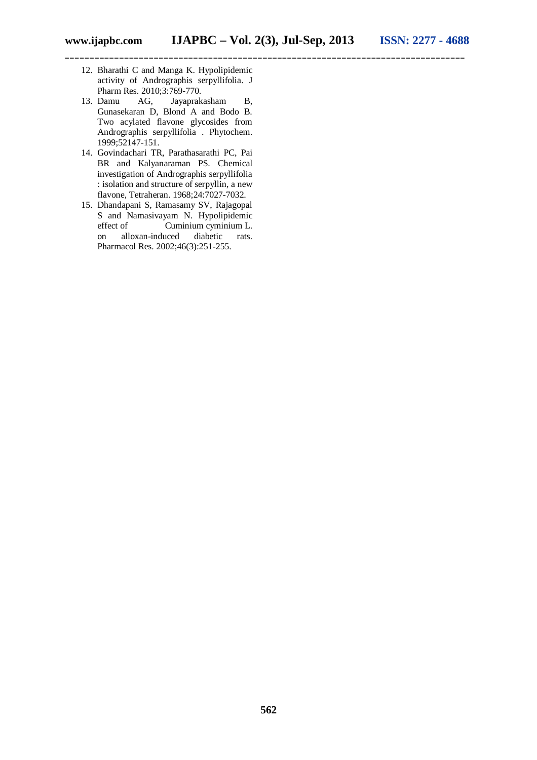12. Bharathi C and Manga K. Hypolipidemic activity of Andrographis serpyllifolia. J Pharm Res. 2010;3:769-770.
13. Damu AG, Jayaprakasham B, Gunasekaran D, Blond A and Bodo B. Two acylated flavone glycosides from Andrographis serpyllifolia . Phytochem. 1999;52147-151.
14. Govindachari TR, Parathasarathi PC, Pai BR and Kalyanaraman PS. Chemical investigation of Andrographis serpyllifolia : isolation and structure of serpyllin, a new flavone, Tetraheran. 1968;24:7027-7032.
15. Dhandapani S, Ramasamy SV, Rajagopal S and Namasivayam N. Hypolipidemic effect of Cuminium cyminium L. on alloxan-induced diabetic rats. Pharmacol Res. 2002;46(3):251-255.